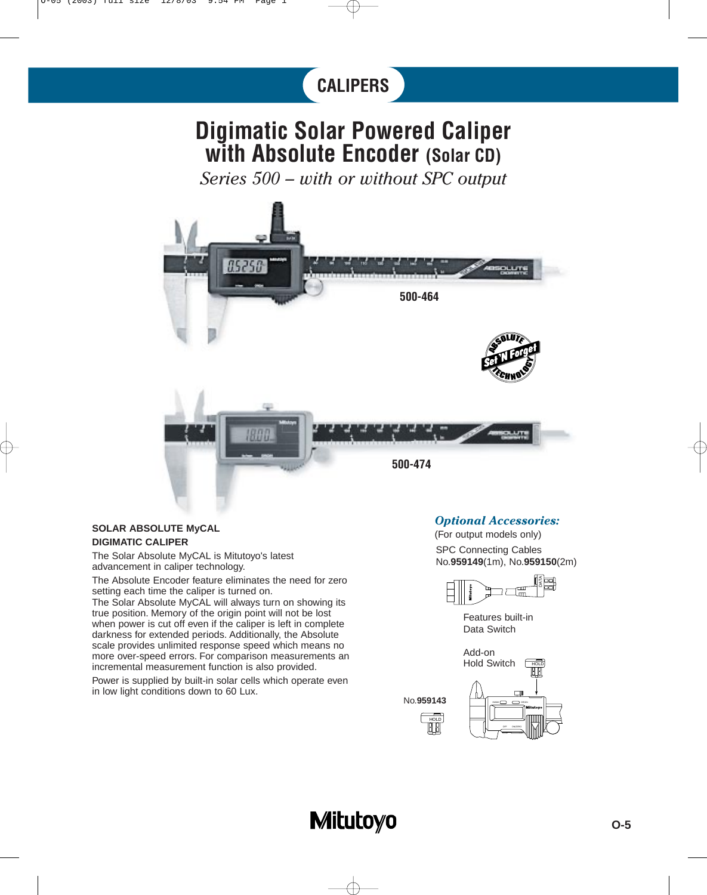# CALIPERS

# Digimatic Solar Powered Caliper with Absolute Encoder (Solar CD)

*Series 500 – with or without SPC output*

**500-464**

**500-474**

**SOLAR ABSOLUTE MyCAL DIGIMATIC CALIPER**

The Solar Absolute MyCAL is Mitutoyo's latest advancement in caliper technology.

The Absolute Encoder feature eliminates the need for zero setting each time the caliper is turned on.
The Solar Absolute MyCAL will always turn on showing its true position. Memory of the origin point will not be lost when power is cut off even if the caliper is left in complete darkness for extended periods. Additionally, the Absolute scale provides unlimited response speed which means no more over-speed errors. For comparison measurements an incremental measurement function is also provided.

Power is supplied by built-in solar cells which operate even in low light conditions down to 60 Lux.

***Optional Accessories:***

(For output models only)

SPC Connecting Cables
No.**959149**(1m), No.**959150**(2m)

Features built-in Data Switch

Add-on Hold Switch

No.**959143**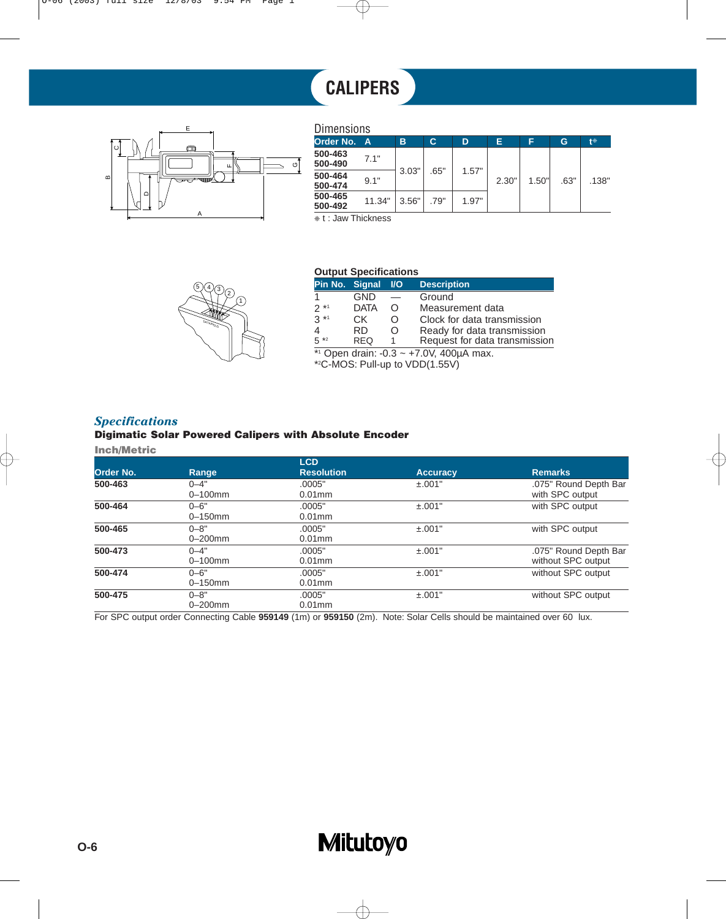# CALIPERS

## Dimensions

| Order No. | A | B | C | D | E | F | G | t* |
|---|---|---|---|---|---|---|---|---|
| 500-463<br>500-490 | 7.1" | 3.03" | .65" | 1.57" | 2.30" | 1.50" | .63" | .138" |
| 500-464<br>500-474 | 9.1" | | | | | | | |
| 500-465<br>500-492 | 11.34" | 3.56" | .79" | 1.97" | | | | |

* t : Jaw Thickness

## Output Specifications

| Pin No. | Signal | I/O | Description |
|---|---|---|---|
| 1 | GND | — | Ground |
| 2 *[1] | DATA | O | Measurement data |
| 3 *[1] | CK | O | Clock for data transmission |
| 4 | RD | O | Ready for data transmission |
| 5 *[2] | REQ | 1 | Request for data transmission |

*[1] Open drain: -0.3 ~ +7.0V, 400µA max.
*[2] C-MOS: Pull-up to VDD(1.55V)

## *Specifications*

### Digimatic Solar Powered Calipers with Absolute Encoder

**Inch/Metric**

| Order No. | Range | LCD Resolution | Accuracy | Remarks |
|---|---|---|---|---|
| **500-463** | 0–4"<br>0–100mm | .0005"<br>0.01mm | ±.001" | .075" Round Depth Bar with SPC output |
| **500-464** | 0–6"<br>0–150mm | .0005"<br>0.01mm | ±.001" | with SPC output |
| **500-465** | 0–8"<br>0–200mm | .0005"<br>0.01mm | ±.001" | with SPC output |
| **500-473** | 0–4"<br>0–100mm | .0005"<br>0.01mm | ±.001" | .075" Round Depth Bar without SPC output |
| **500-474** | 0–6"<br>0–150mm | .0005"<br>0.01mm | ±.001" | without SPC output |
| **500-475** | 0–8"<br>0–200mm | .0005"<br>0.01mm | ±.001" | without SPC output |

For SPC output order Connecting Cable **959149** (1m) or **959150** (2m). Note: Solar Cells should be maintained over 60 lux.

Mitutoyo